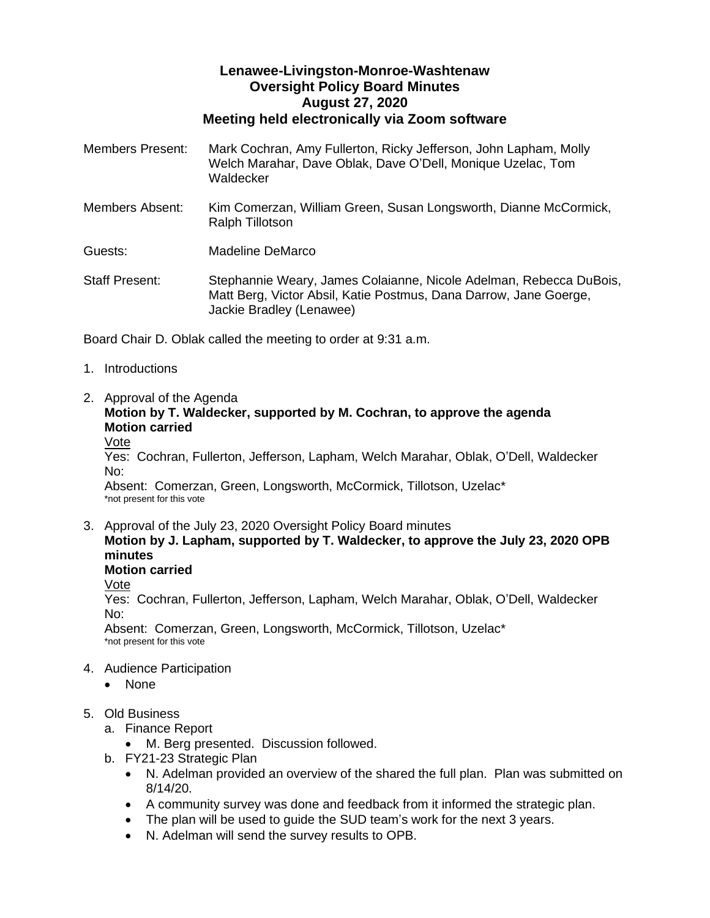# Lenawee-Livingston-Monroe-Washtenaw
## Oversight Policy Board Minutes
## August 27, 2020
## Meeting held electronically via Zoom software

Members Present: Mark Cochran, Amy Fullerton, Ricky Jefferson, John Lapham, Molly Welch Marahar, Dave Oblak, Dave O'Dell, Monique Uzelac, Tom Waldecker

Members Absent: Kim Comerzan, William Green, Susan Longsworth, Dianne McCormick, Ralph Tillotson

Guests: Madeline DeMarco

Staff Present: Stephannie Weary, James Colaianne, Nicole Adelman, Rebecca DuBois, Matt Berg, Victor Absil, Katie Postmus, Dana Darrow, Jane Goerge, Jackie Bradley (Lenawee)

Board Chair D. Oblak called the meeting to order at 9:31 a.m.

1. Introductions

2. Approval of the Agenda
   **Motion by T. Waldecker, supported by M. Cochran, to approve the agenda**
   **Motion carried**
   <u>Vote</u>
   Yes: Cochran, Fullerton, Jefferson, Lapham, Welch Marahar, Oblak, O'Dell, Waldecker
   No:
   Absent: Comerzan, Green, Longsworth, McCormick, Tillotson, Uzelac*
   *not present for this vote

3. Approval of the July 23, 2020 Oversight Policy Board minutes
   **Motion by J. Lapham, supported by T. Waldecker, to approve the July 23, 2020 OPB minutes**
   **Motion carried**
   <u>Vote</u>
   Yes: Cochran, Fullerton, Jefferson, Lapham, Welch Marahar, Oblak, O'Dell, Waldecker
   No:
   Absent: Comerzan, Green, Longsworth, McCormick, Tillotson, Uzelac*
   *not present for this vote

4. Audience Participation
   - None

5. Old Business
   a. Finance Report
      - M. Berg presented. Discussion followed.
   b. FY21-23 Strategic Plan
      - N. Adelman provided an overview of the shared the full plan. Plan was submitted on 8/14/20.
      - A community survey was done and feedback from it informed the strategic plan.
      - The plan will be used to guide the SUD team's work for the next 3 years.
      - N. Adelman will send the survey results to OPB.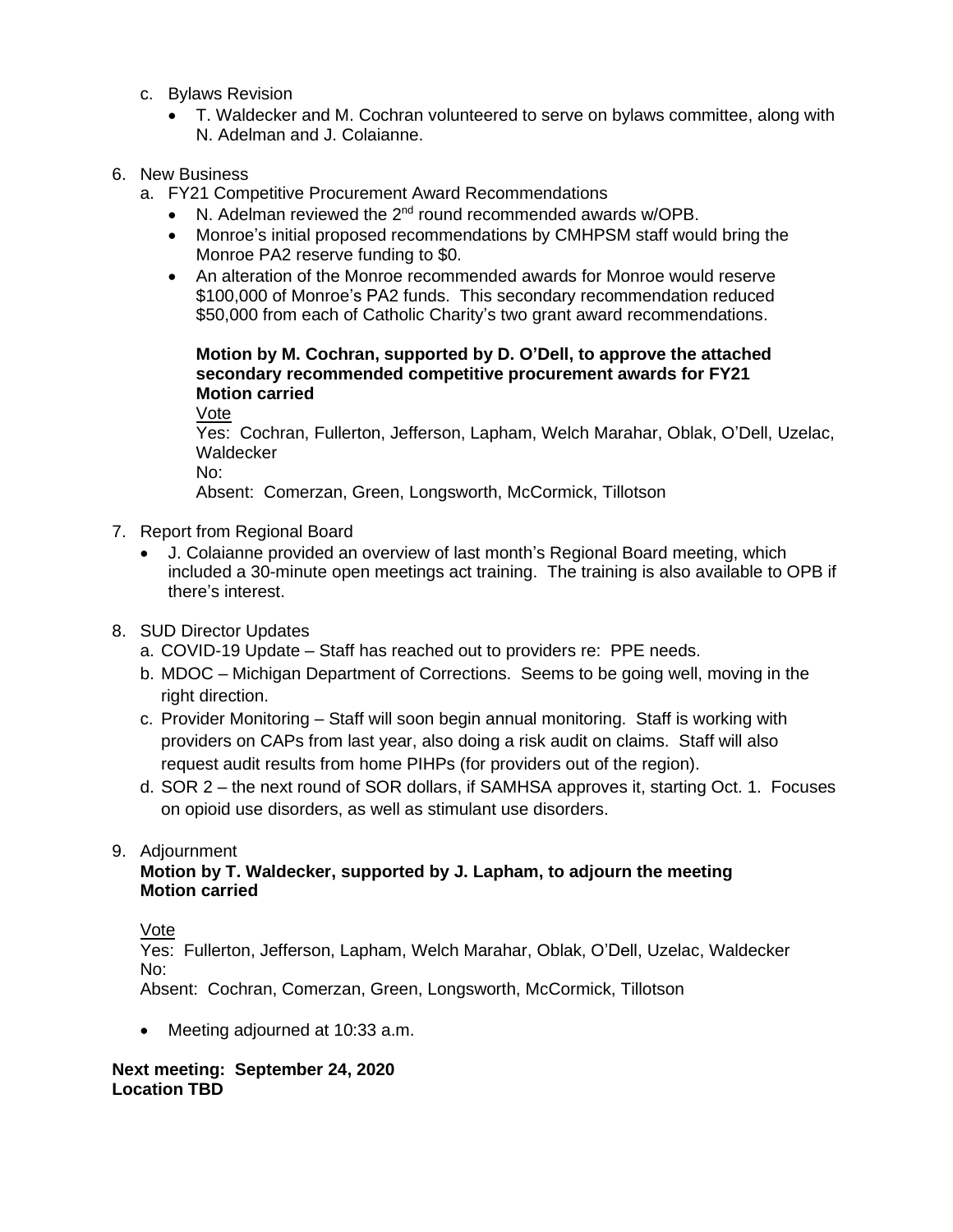c. Bylaws Revision
   - T. Waldecker and M. Cochran volunteered to serve on bylaws committee, along with N. Adelman and J. Colaianne.

6. New Business
   a. FY21 Competitive Procurement Award Recommendations
      - N. Adelman reviewed the 2nd round recommended awards w/OPB.
      - Monroe's initial proposed recommendations by CMHPSM staff would bring the Monroe PA2 reserve funding to $0.
      - An alteration of the Monroe recommended awards for Monroe would reserve $100,000 of Monroe's PA2 funds. This secondary recommendation reduced $50,000 from each of Catholic Charity's two grant award recommendations.

      **Motion by M. Cochran, supported by D. O'Dell, to approve the attached secondary recommended competitive procurement awards for FY21**
      **Motion carried**

      Vote
      Yes: Cochran, Fullerton, Jefferson, Lapham, Welch Marahar, Oblak, O'Dell, Uzelac, Waldecker
      No:
      Absent: Comerzan, Green, Longsworth, McCormick, Tillotson

7. Report from Regional Board
   - J. Colaianne provided an overview of last month's Regional Board meeting, which included a 30-minute open meetings act training. The training is also available to OPB if there's interest.

8. SUD Director Updates
   a. COVID-19 Update – Staff has reached out to providers re: PPE needs.
   b. MDOC – Michigan Department of Corrections. Seems to be going well, moving in the right direction.
   c. Provider Monitoring – Staff will soon begin annual monitoring. Staff is working with providers on CAPs from last year, also doing a risk audit on claims. Staff will also request audit results from home PIHPs (for providers out of the region).
   d. SOR 2 – the next round of SOR dollars, if SAMHSA approves it, starting Oct. 1. Focuses on opioid use disorders, as well as stimulant use disorders.

9. Adjournment
   **Motion by T. Waldecker, supported by J. Lapham, to adjourn the meeting**
   **Motion carried**

   Vote
   Yes: Fullerton, Jefferson, Lapham, Welch Marahar, Oblak, O'Dell, Uzelac, Waldecker
   No:
   Absent: Cochran, Comerzan, Green, Longsworth, McCormick, Tillotson

   - Meeting adjourned at 10:33 a.m.

**Next meeting: September 24, 2020**
**Location TBD**